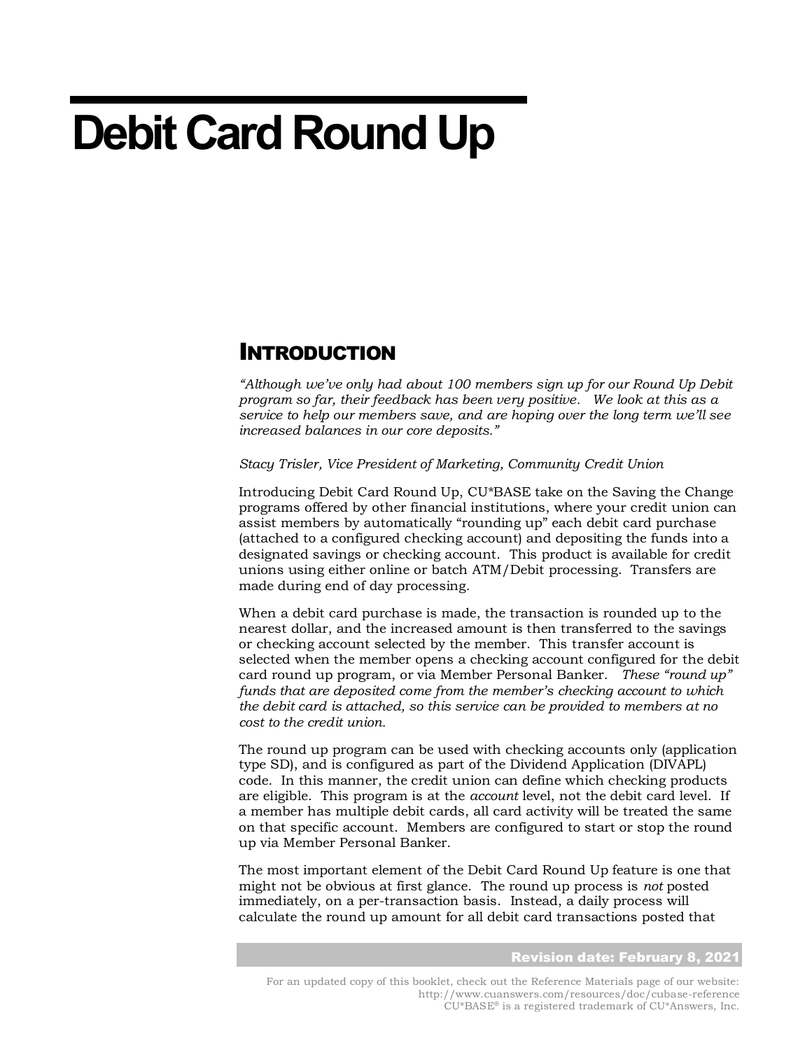# Debit Card Round Up

## INTRODUCTION

*"Although we've only had about 100 members sign up for our Round Up Debit program so far, their feedback has been very positive. We look at this as a service to help our members save, and are hoping over the long term we'll see increased balances in our core deposits."*

*Stacy Trisler, Vice President of Marketing, Community Credit Union*

Introducing Debit Card Round Up, CU*BASE take on the Saving the Change programs offered by other financial institutions, where your credit union can assist members by automatically "rounding up" each debit card purchase (attached to a configured checking account) and depositing the funds into a designated savings or checking account. This product is available for credit unions using either online or batch ATM/Debit processing. Transfers are made during end of day processing.

When a debit card purchase is made, the transaction is rounded up to the nearest dollar, and the increased amount is then transferred to the savings or checking account selected by the member. This transfer account is selected when the member opens a checking account configured for the debit card round up program, or via Member Personal Banker. *These "round up" funds that are deposited come from the member's checking account to which the debit card is attached, so this service can be provided to members at no cost to the credit union.*

The round up program can be used with checking accounts only (application type SD), and is configured as part of the Dividend Application (DIVAPL) code. In this manner, the credit union can define which checking products are eligible. This program is at the *account* level, not the debit card level. If a member has multiple debit cards, all card activity will be treated the same on that specific account. Members are configured to start or stop the round up via Member Personal Banker.

The most important element of the Debit Card Round Up feature is one that might not be obvious at first glance. The round up process is *not* posted immediately, on a per-transaction basis. Instead, a daily process will calculate the round up amount for all debit card transactions posted that

Revision date: February 8, 2021

For an updated copy of this booklet, check out the Reference Materials page of our website: http://www.cuanswers.com/resources/doc/cubase-reference
CU*BASE® is a registered trademark of CU*Answers, Inc.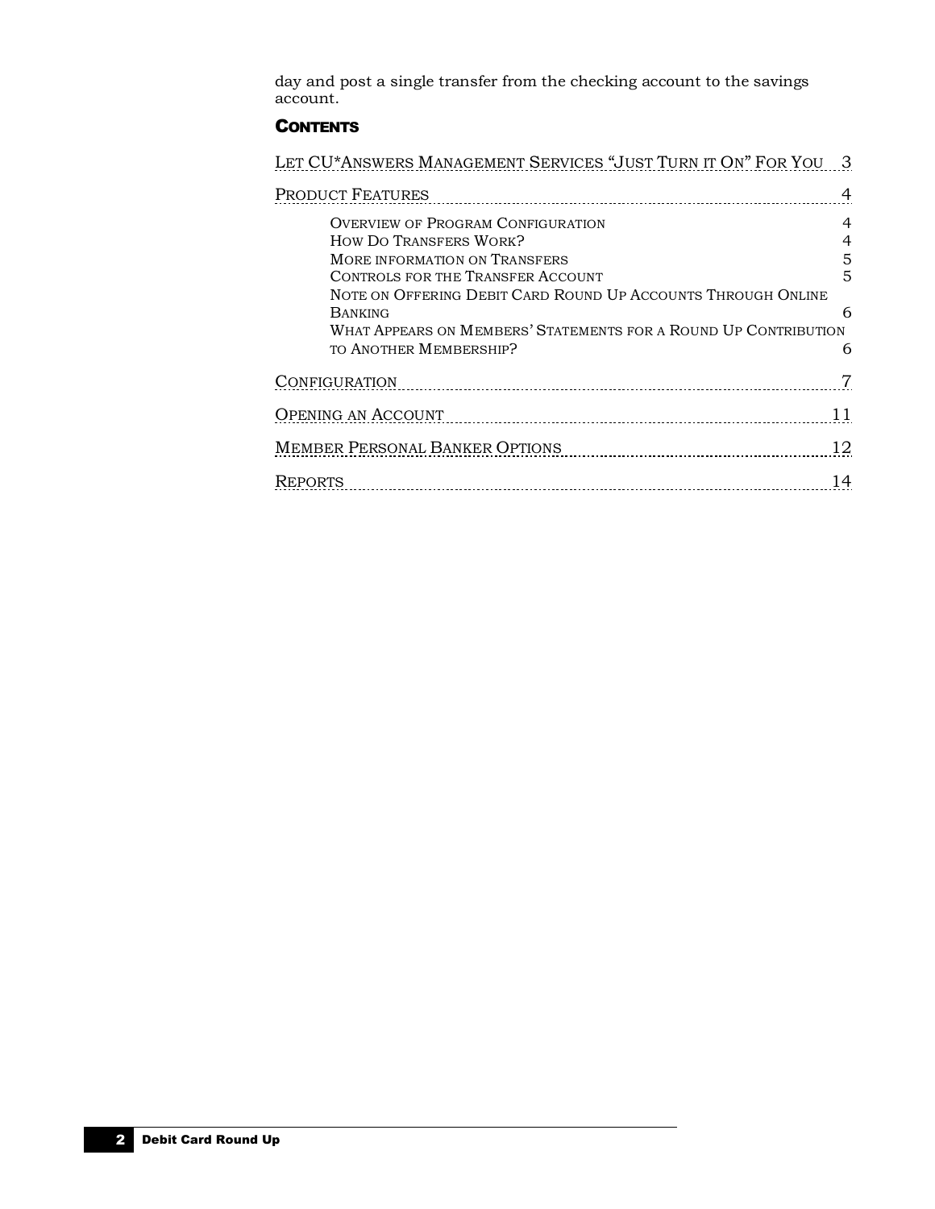day and post a single transfer from the checking account to the savings account.

## Contents

- Let CU*Answers Management Services "Just Turn it On" For You — 3
- Product Features — 4
  - Overview of Program Configuration — 4
  - How Do Transfers Work? — 4
  - More information on Transfers — 5
  - Controls for the Transfer Account — 5
  - Note on Offering Debit Card Round Up Accounts Through Online Banking — 6
  - What Appears on Members' Statements for a Round Up Contribution to Another Membership? — 6
- Configuration — 7
- Opening an Account — 11
- Member Personal Banker Options — 12
- Reports — 14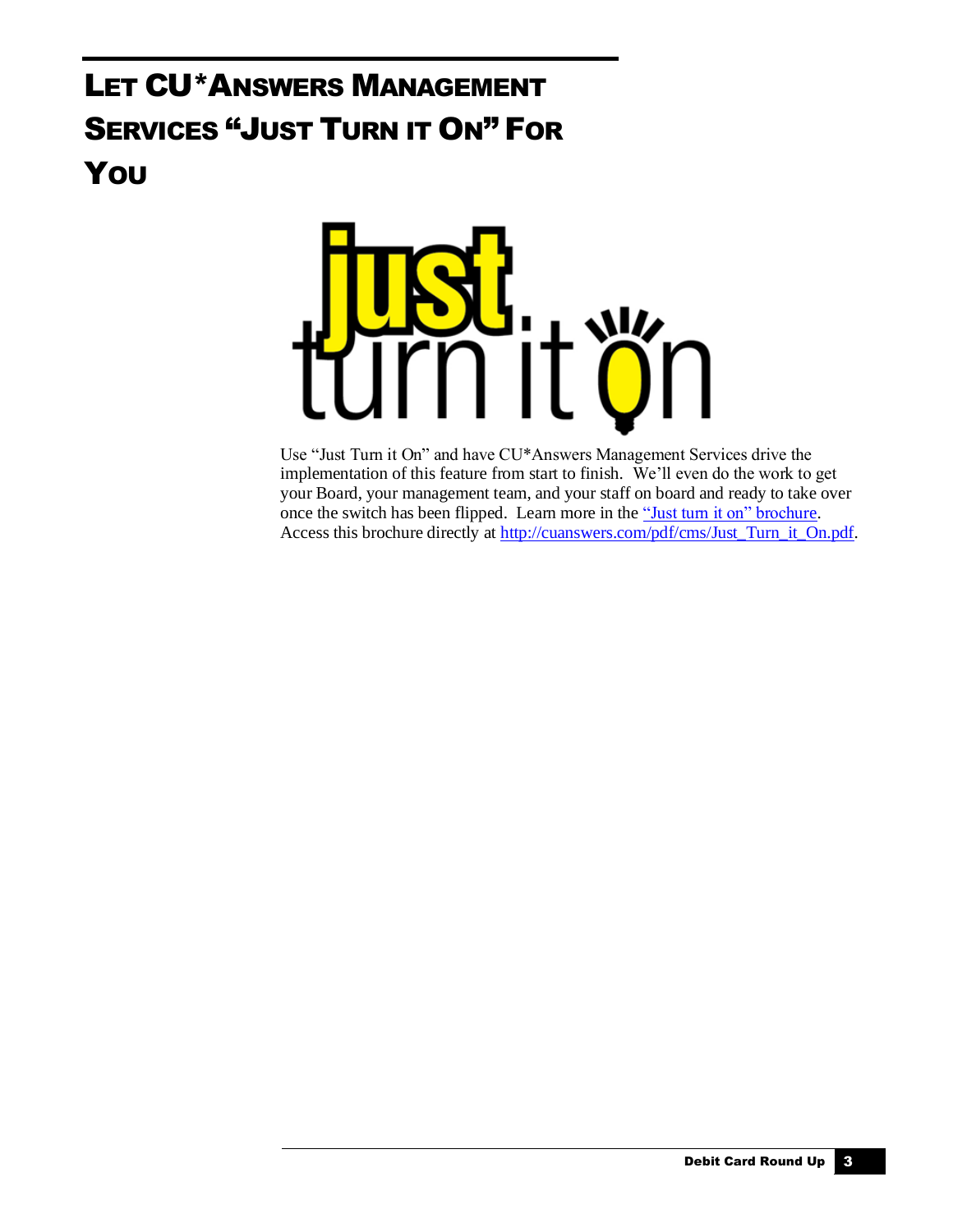# Let CU*Answers Management Services "Just Turn it On" For You

Use "Just Turn it On" and have CU*Answers Management Services drive the implementation of this feature from start to finish. We'll even do the work to get your Board, your management team, and your staff on board and ready to take over once the switch has been flipped. Learn more in the "Just turn it on" brochure. Access this brochure directly at http://cuanswers.com/pdf/cms/Just_Turn_it_On.pdf.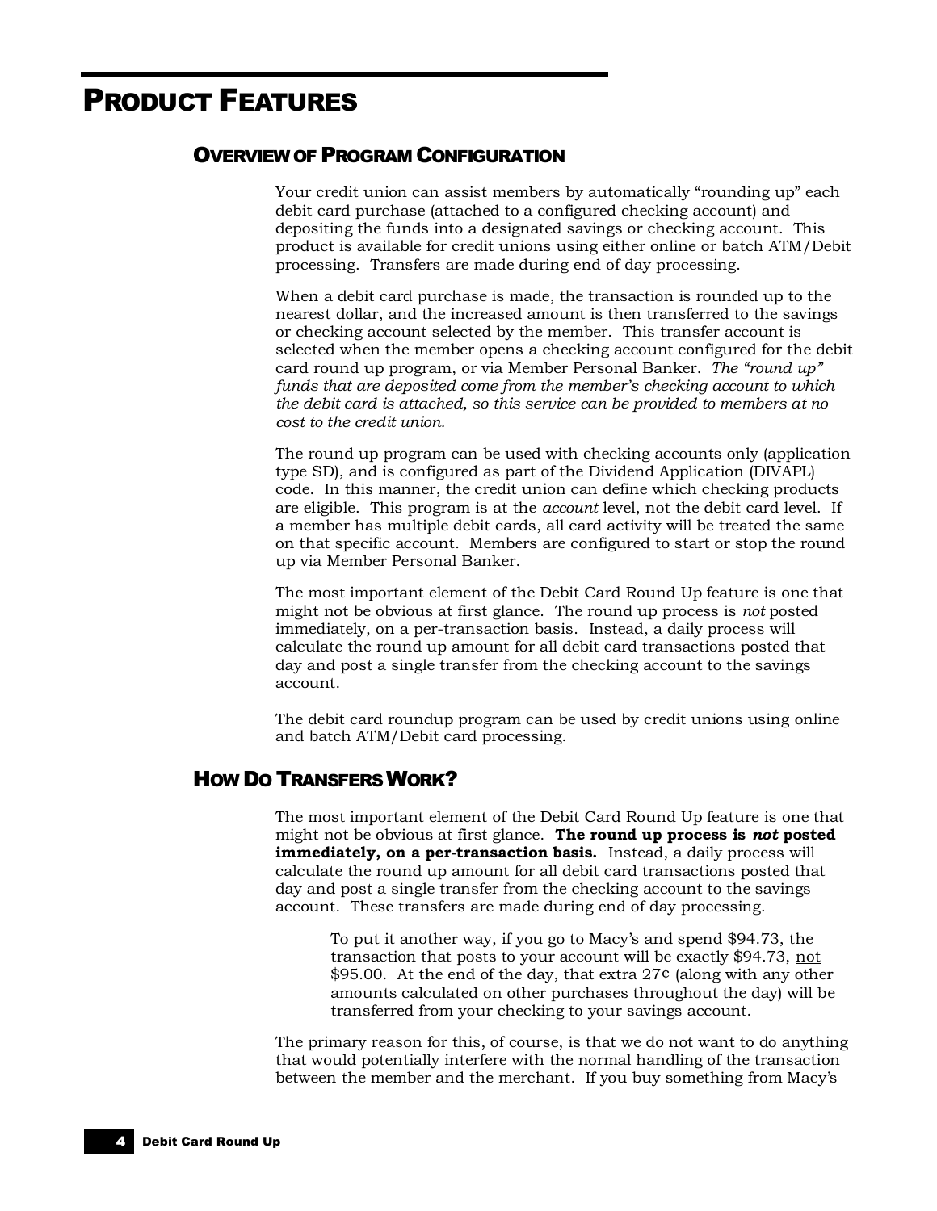# Product Features

## Overview of Program Configuration

Your credit union can assist members by automatically "rounding up" each debit card purchase (attached to a configured checking account) and depositing the funds into a designated savings or checking account. This product is available for credit unions using either online or batch ATM/Debit processing. Transfers are made during end of day processing.

When a debit card purchase is made, the transaction is rounded up to the nearest dollar, and the increased amount is then transferred to the savings or checking account selected by the member. This transfer account is selected when the member opens a checking account configured for the debit card round up program, or via Member Personal Banker. *The "round up" funds that are deposited come from the member's checking account to which the debit card is attached, so this service can be provided to members at no cost to the credit union.*

The round up program can be used with checking accounts only (application type SD), and is configured as part of the Dividend Application (DIVAPL) code. In this manner, the credit union can define which checking products are eligible. This program is at the *account* level, not the debit card level. If a member has multiple debit cards, all card activity will be treated the same on that specific account. Members are configured to start or stop the round up via Member Personal Banker.

The most important element of the Debit Card Round Up feature is one that might not be obvious at first glance. The round up process is *not* posted immediately, on a per-transaction basis. Instead, a daily process will calculate the round up amount for all debit card transactions posted that day and post a single transfer from the checking account to the savings account.

The debit card roundup program can be used by credit unions using online and batch ATM/Debit card processing.

## How Do Transfers Work?

The most important element of the Debit Card Round Up feature is one that might not be obvious at first glance. **The round up process is *not* posted immediately, on a per-transaction basis.** Instead, a daily process will calculate the round up amount for all debit card transactions posted that day and post a single transfer from the checking account to the savings account. These transfers are made during end of day processing.

> To put it another way, if you go to Macy's and spend $94.73, the transaction that posts to your account will be exactly $94.73, <u>not</u> $95.00. At the end of the day, that extra 27¢ (along with any other amounts calculated on other purchases throughout the day) will be transferred from your checking to your savings account.

The primary reason for this, of course, is that we do not want to do anything that would potentially interfere with the normal handling of the transaction between the member and the merchant. If you buy something from Macy's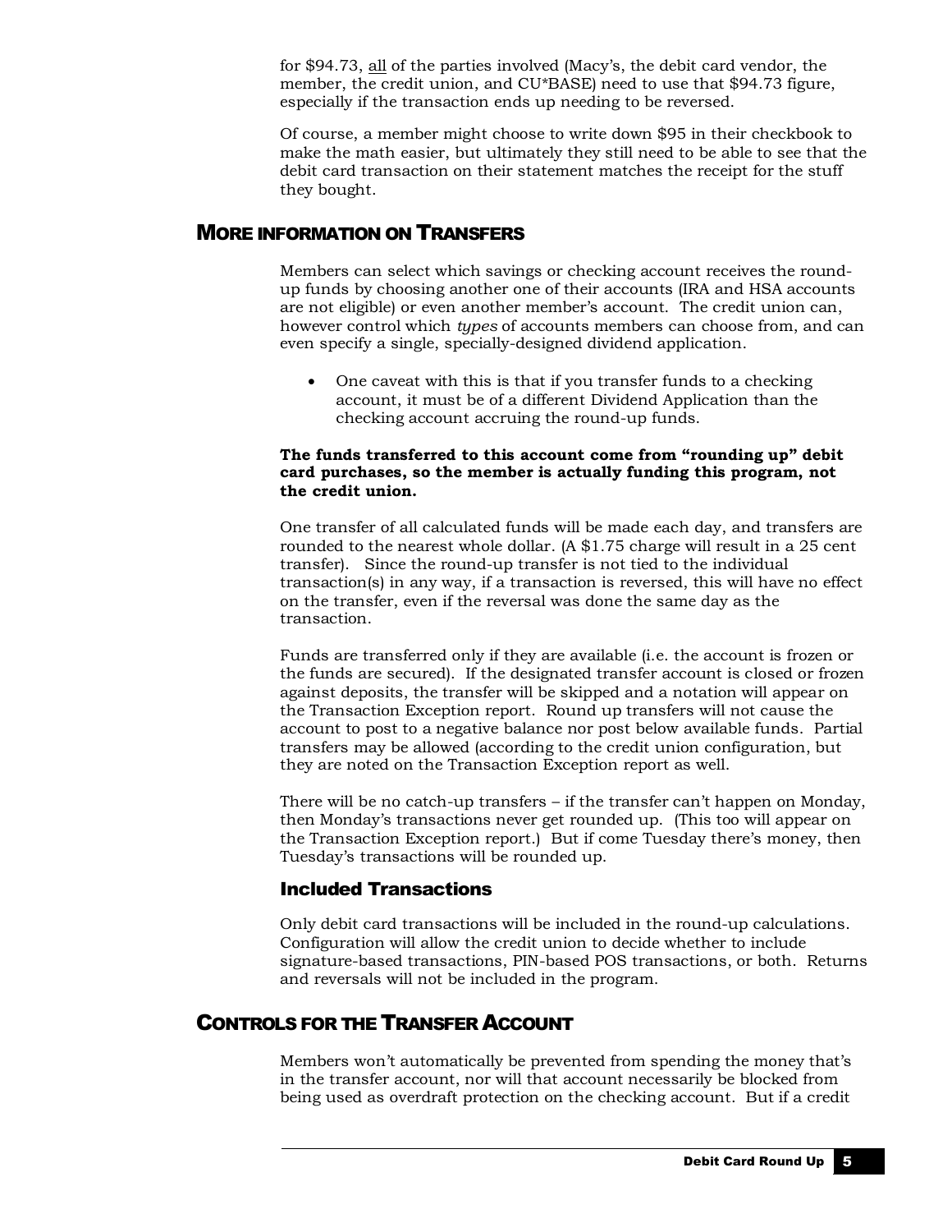for $94.73, <u>all</u> of the parties involved (Macy's, the debit card vendor, the member, the credit union, and CU*BASE) need to use that $94.73 figure, especially if the transaction ends up needing to be reversed.

Of course, a member might choose to write down $95 in their checkbook to make the math easier, but ultimately they still need to be able to see that the debit card transaction on their statement matches the receipt for the stuff they bought.

## More Information on Transfers

Members can select which savings or checking account receives the round-up funds by choosing another one of their accounts (IRA and HSA accounts are not eligible) or even another member's account. The credit union can, however control which *types* of accounts members can choose from, and can even specify a single, specially-designed dividend application.

- One caveat with this is that if you transfer funds to a checking account, it must be of a different Dividend Application than the checking account accruing the round-up funds.

**The funds transferred to this account come from "rounding up" debit card purchases, so the member is actually funding this program, not the credit union.**

One transfer of all calculated funds will be made each day, and transfers are rounded to the nearest whole dollar. (A $1.75 charge will result in a 25 cent transfer). Since the round-up transfer is not tied to the individual transaction(s) in any way, if a transaction is reversed, this will have no effect on the transfer, even if the reversal was done the same day as the transaction.

Funds are transferred only if they are available (i.e. the account is frozen or the funds are secured). If the designated transfer account is closed or frozen against deposits, the transfer will be skipped and a notation will appear on the Transaction Exception report. Round up transfers will not cause the account to post to a negative balance nor post below available funds. Partial transfers may be allowed (according to the credit union configuration, but they are noted on the Transaction Exception report as well.

There will be no catch-up transfers – if the transfer can't happen on Monday, then Monday's transactions never get rounded up. (This too will appear on the Transaction Exception report.) But if come Tuesday there's money, then Tuesday's transactions will be rounded up.

### Included Transactions

Only debit card transactions will be included in the round-up calculations. Configuration will allow the credit union to decide whether to include signature-based transactions, PIN-based POS transactions, or both. Returns and reversals will not be included in the program.

## Controls for the Transfer Account

Members won't automatically be prevented from spending the money that's in the transfer account, nor will that account necessarily be blocked from being used as overdraft protection on the checking account. But if a credit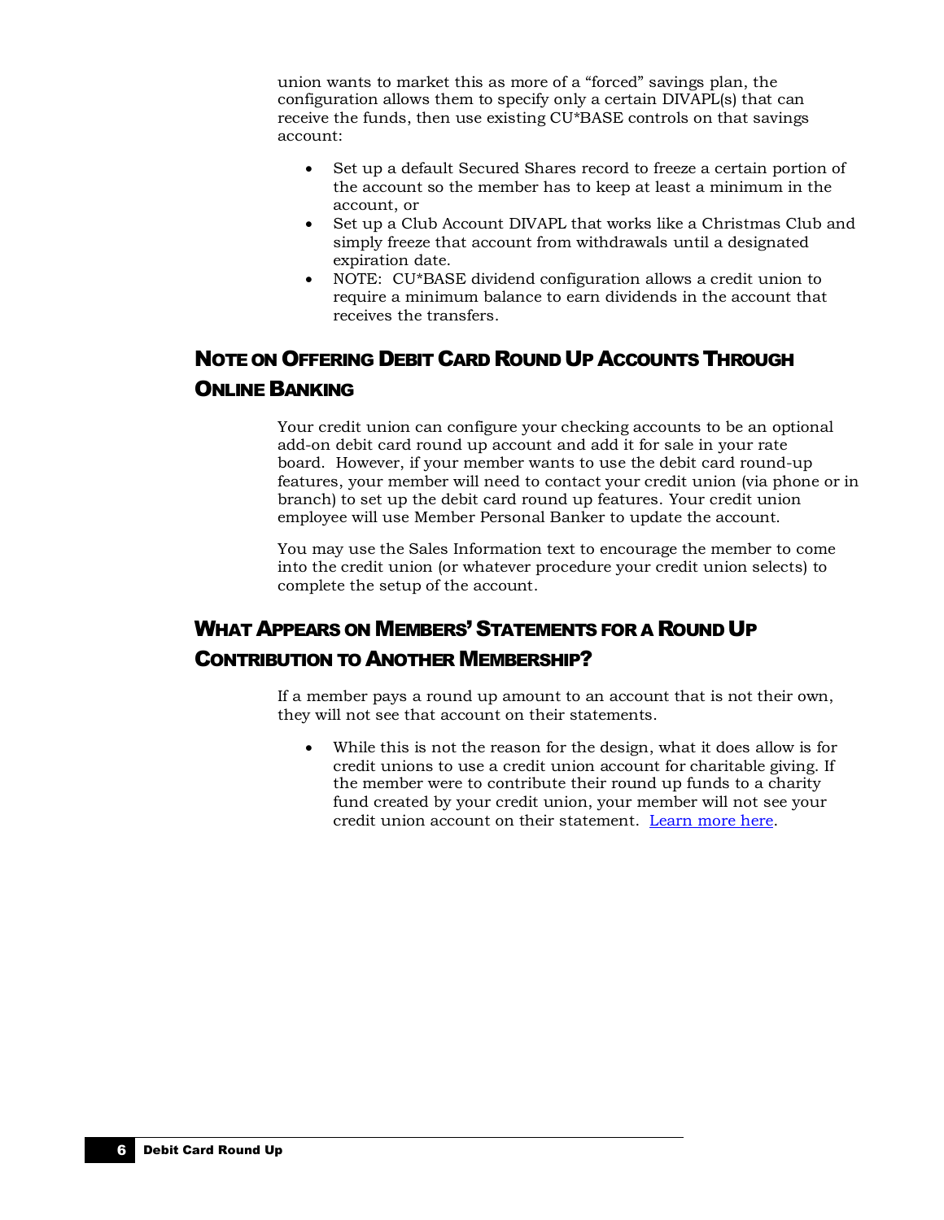union wants to market this as more of a “forced” savings plan, the configuration allows them to specify only a certain DIVAPL(s) that can receive the funds, then use existing CU*BASE controls on that savings account:

- Set up a default Secured Shares record to freeze a certain portion of the account so the member has to keep at least a minimum in the account, or
- Set up a Club Account DIVAPL that works like a Christmas Club and simply freeze that account from withdrawals until a designated expiration date.
- NOTE: CU*BASE dividend configuration allows a credit union to require a minimum balance to earn dividends in the account that receives the transfers.

## Note on Offering Debit Card Round Up Accounts Through Online Banking

Your credit union can configure your checking accounts to be an optional add-on debit card round up account and add it for sale in your rate board. However, if your member wants to use the debit card round-up features, your member will need to contact your credit union (via phone or in branch) to set up the debit card round up features. Your credit union employee will use Member Personal Banker to update the account.

You may use the Sales Information text to encourage the member to come into the credit union (or whatever procedure your credit union selects) to complete the setup of the account.

## What Appears on Members' Statements for a Round Up Contribution to Another Membership?

If a member pays a round up amount to an account that is not their own, they will not see that account on their statements.

- While this is not the reason for the design, what it does allow is for credit unions to use a credit union account for charitable giving. If the member were to contribute their round up funds to a charity fund created by your credit union, your member will not see your credit union account on their statement. Learn more here.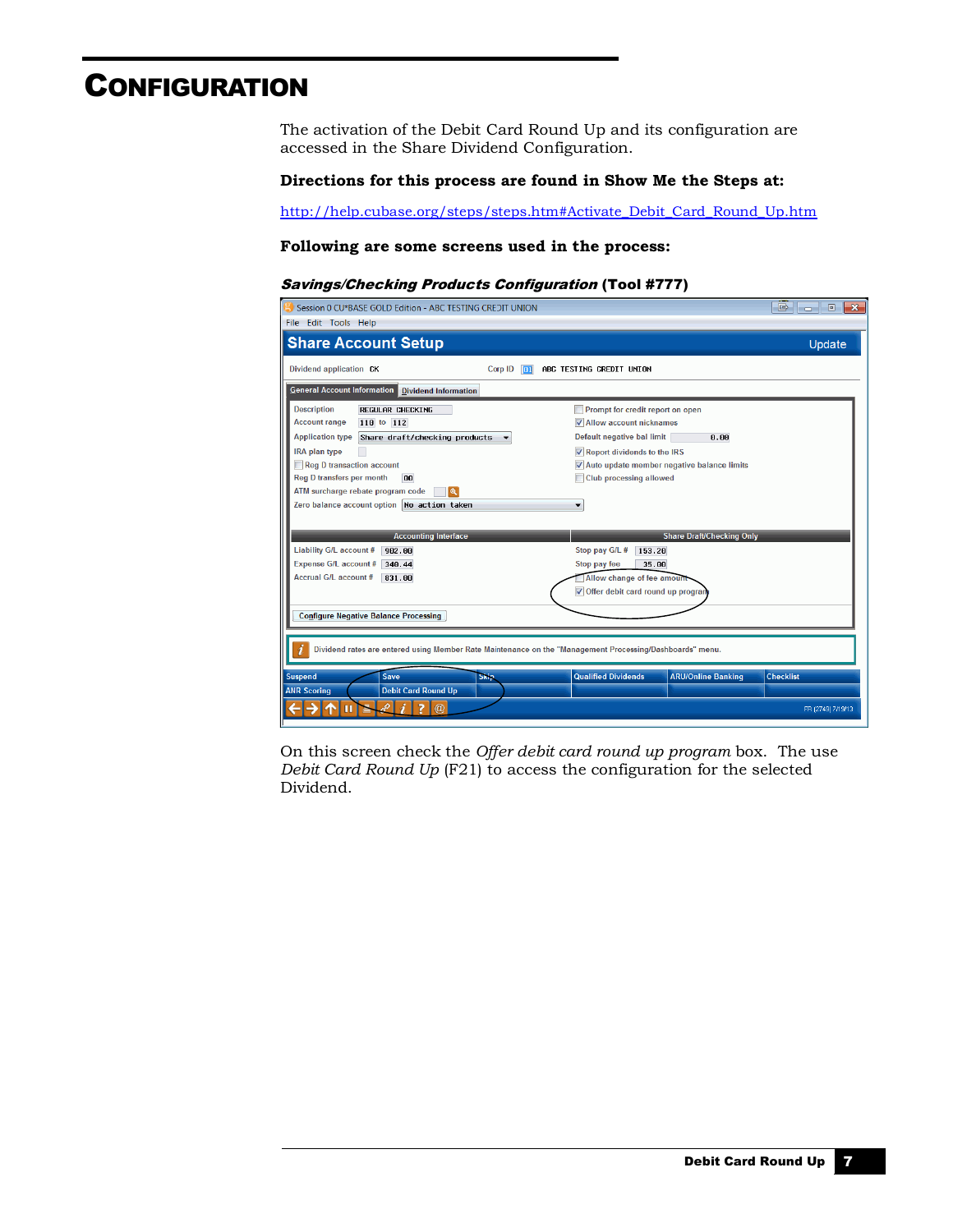# CONFIGURATION

The activation of the Debit Card Round Up and its configuration are accessed in the Share Dividend Configuration.

**Directions for this process are found in Show Me the Steps at:**

http://help.cubase.org/steps/steps.htm#Activate_Debit_Card_Round_Up.htm

**Following are some screens used in the process:**

***Savings/Checking Products Configuration* (Tool #777)**

On this screen check the *Offer debit card round up program* box. The use *Debit Card Round Up* (F21) to access the configuration for the selected Dividend.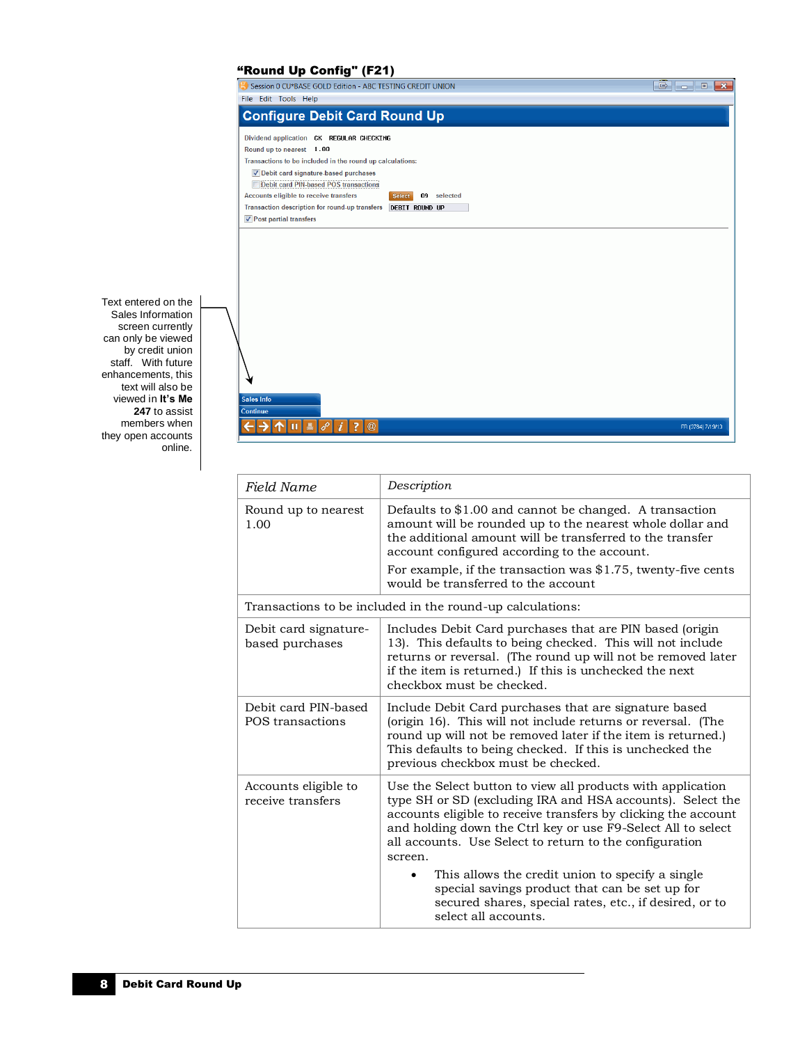**"Round Up Config" (F21)**

Text entered on the Sales Information screen currently can only be viewed by credit union staff. With future enhancements, this text will also be viewed in **It's Me 247** to assist members when they open accounts online.

| *Field Name* | *Description* |
|---|---|
| Round up to nearest 1.00 | Defaults to $1.00 and cannot be changed. A transaction amount will be rounded up to the nearest whole dollar and the additional amount will be transferred to the transfer account configured according to the account.<br><br>For example, if the transaction was $1.75, twenty-five cents would be transferred to the account |
| Transactions to be included in the round-up calculations: | |
| Debit card signature-based purchases | Includes Debit Card purchases that are PIN based (origin 13). This defaults to being checked. This will not include returns or reversal. (The round up will not be removed later if the item is returned.) If this is unchecked the next checkbox must be checked. |
| Debit card PIN-based POS transactions | Include Debit Card purchases that are signature based (origin 16). This will not include returns or reversal. (The round up will not be removed later if the item is returned.) This defaults to being checked. If this is unchecked the previous checkbox must be checked. |
| Accounts eligible to receive transfers | Use the Select button to view all products with application type SH or SD (excluding IRA and HSA accounts). Select the accounts eligible to receive transfers by clicking the account and holding down the Ctrl key or use F9-Select All to select all accounts. Use Select to return to the configuration screen.<br><br>• This allows the credit union to specify a single special savings product that can be set up for secured shares, special rates, etc., if desired, or to select all accounts. |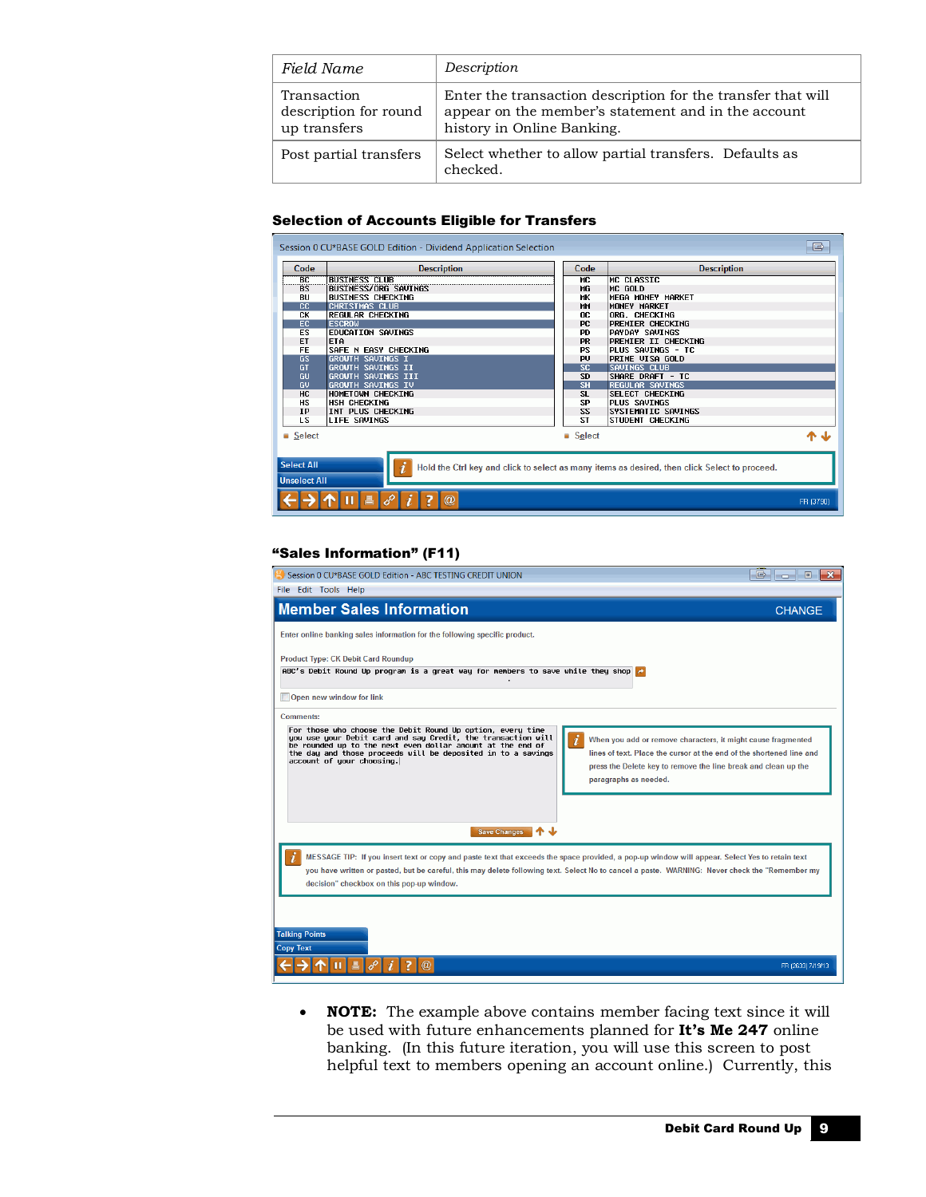| *Field Name* | *Description* |
| --- | --- |
| Transaction description for round up transfers | Enter the transaction description for the transfer that will appear on the member's statement and in the account history in Online Banking. |
| Post partial transfers | Select whether to allow partial transfers. Defaults as checked. |

### Selection of Accounts Eligible for Transfers

### "Sales Information" (F11)

- **NOTE:** The example above contains member facing text since it will be used with future enhancements planned for **It's Me 247** online banking. (In this future iteration, you will use this screen to post helpful text to members opening an account online.) Currently, this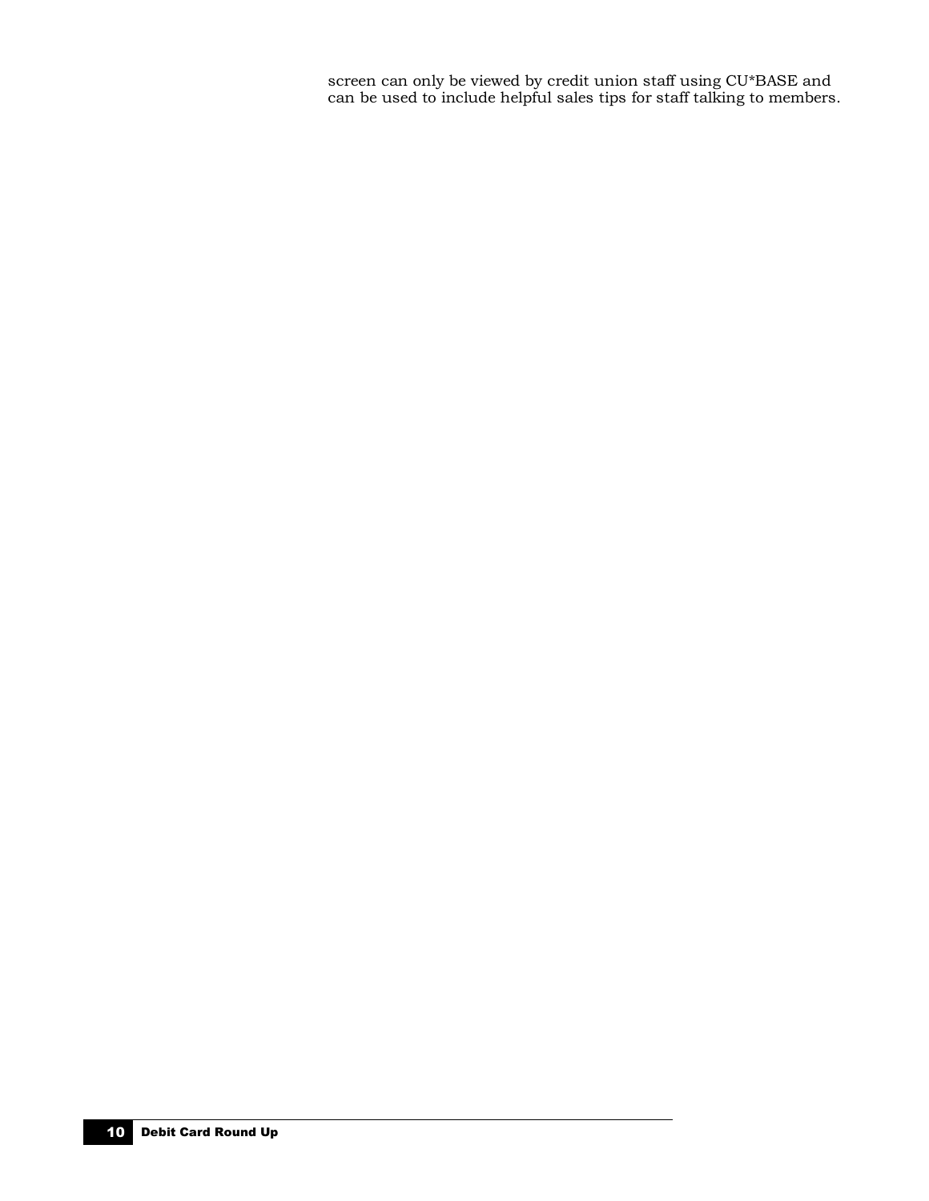screen can only be viewed by credit union staff using CU*BASE and can be used to include helpful sales tips for staff talking to members.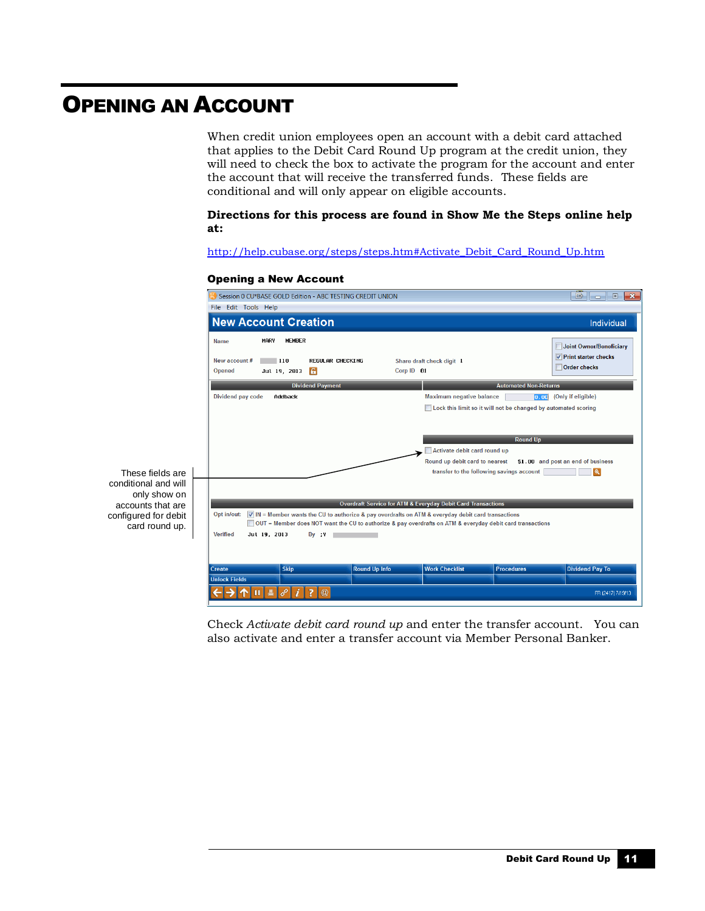# Opening an Account

When credit union employees open an account with a debit card attached that applies to the Debit Card Round Up program at the credit union, they will need to check the box to activate the program for the account and enter the account that will receive the transferred funds. These fields are conditional and will only appear on eligible accounts.

**Directions for this process are found in Show Me the Steps online help at:**

http://help.cubase.org/steps/steps.htm#Activate_Debit_Card_Round_Up.htm

**Opening a New Account**

These fields are conditional and will only show on accounts that are configured for debit card round up.

Check *Activate debit card round up* and enter the transfer account. You can also activate and enter a transfer account via Member Personal Banker.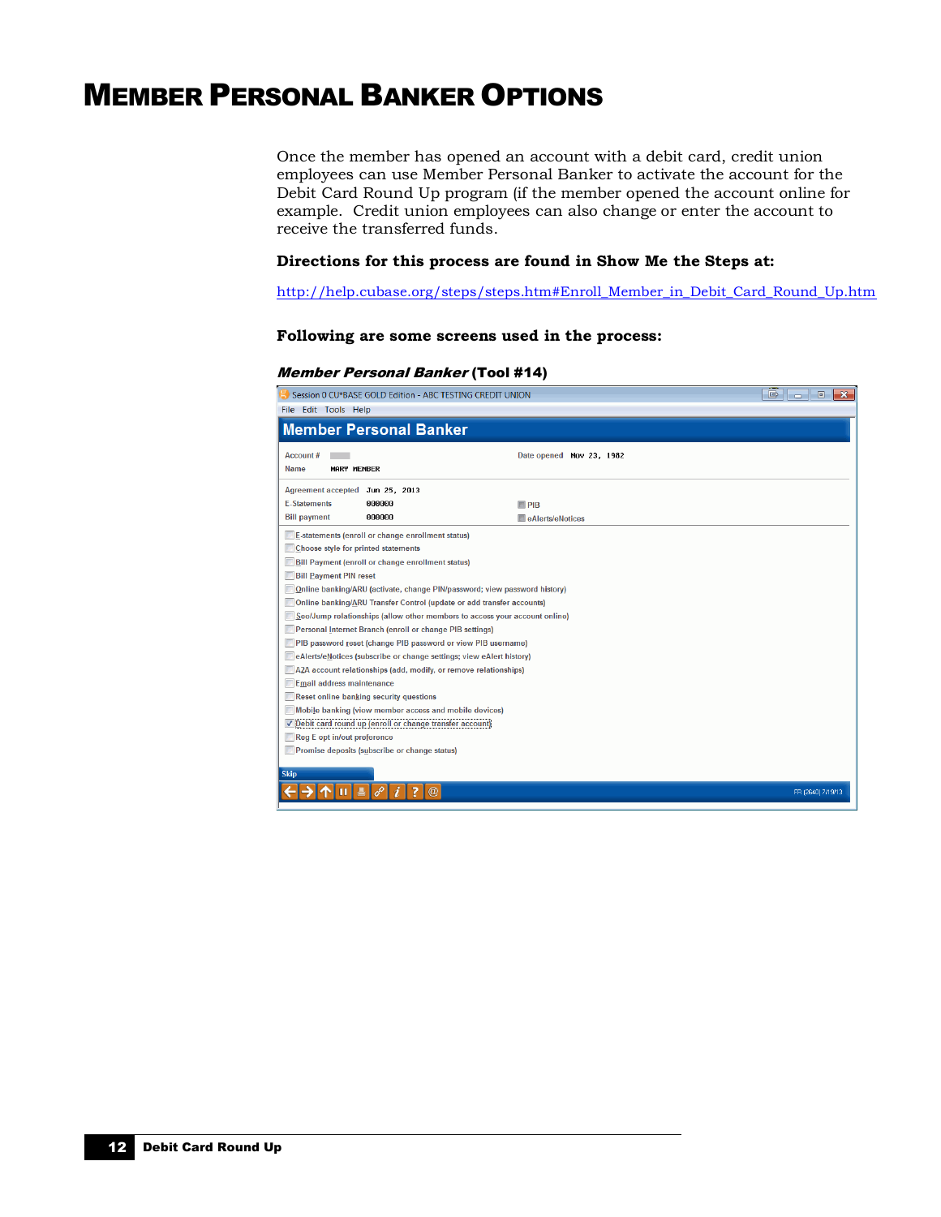# Member Personal Banker Options

Once the member has opened an account with a debit card, credit union employees can use Member Personal Banker to activate the account for the Debit Card Round Up program (if the member opened the account online for example. Credit union employees can also change or enter the account to receive the transferred funds.

**Directions for this process are found in Show Me the Steps at:**

http://help.cubase.org/steps/steps.htm#Enroll_Member_in_Debit_Card_Round_Up.htm

**Following are some screens used in the process:**

***Member Personal Banker*** **(Tool #14)**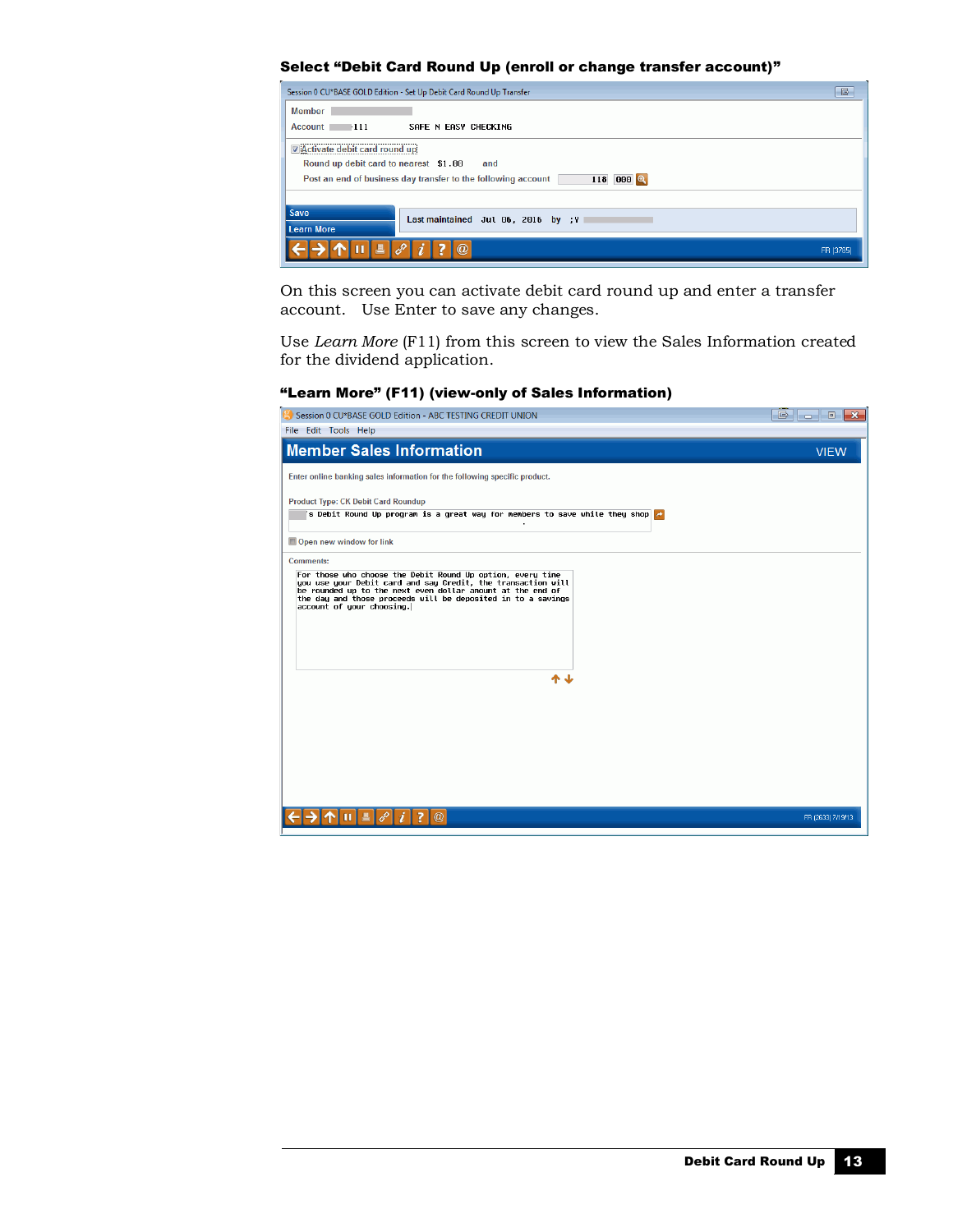**Select "Debit Card Round Up (enroll or change transfer account)"**

On this screen you can activate debit card round up and enter a transfer account. Use Enter to save any changes.

Use *Learn More* (F11) from this screen to view the Sales Information created for the dividend application.

**"Learn More" (F11) (view-only of Sales Information)**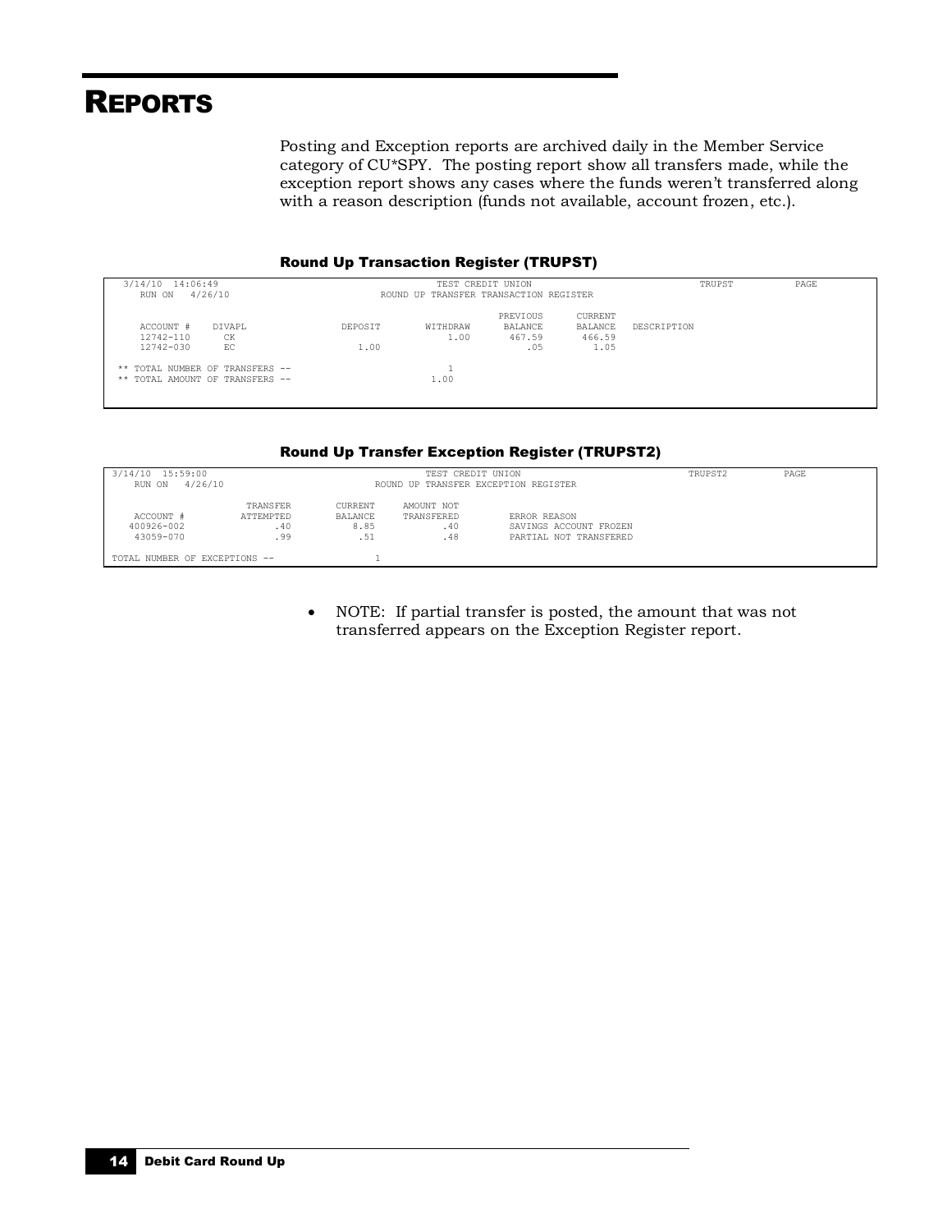# Reports

Posting and Exception reports are archived daily in the Member Service category of CU*SPY. The posting report show all transfers made, while the exception report shows any cases where the funds weren't transferred along with a reason description (funds not available, account frozen, etc.).

**Round Up Transaction Register (TRUPST)**

```
 3/14/10  14:06:49                                       TEST CREDIT UNION                                  TRUPST          PAGE
   RUN ON   4/26/10                              ROUND UP TRANSFER TRANSACTION REGISTER

                                                                     PREVIOUS      CURRENT
    ACCOUNT #    DIVAPL                  DEPOSIT        WITHDRAW      BALANCE      BALANCE    DESCRIPTION
    12742-110     CK                                        1.00       467.59       466.59
    12742-030     EC                        1.00                          .05         1.05

** TOTAL NUMBER OF TRANSFERS --                                1
** TOTAL AMOUNT OF TRANSFERS --                             1.00
```

**Round Up Transfer Exception Register (TRUPST2)**

```
3/14/10  15:59:00                                      TEST CREDIT UNION                                TRUPST2         PAGE
   RUN ON   4/26/10                             ROUND UP TRANSFER EXCEPTION REGISTER

                        TRANSFER        CURRENT     AMOUNT NOT
    ACCOUNT #          ATTEMPTED        BALANCE     TRANSFERED          ERROR REASON
   400926-002                .40           8.85            .40          SAVINGS ACCOUNT FROZEN
    43059-070                .99            .51            .48          PARTIAL NOT TRANSFERED

TOTAL NUMBER OF EXCEPTIONS --                 1
```

- NOTE: If partial transfer is posted, the amount that was not transferred appears on the Exception Register report.